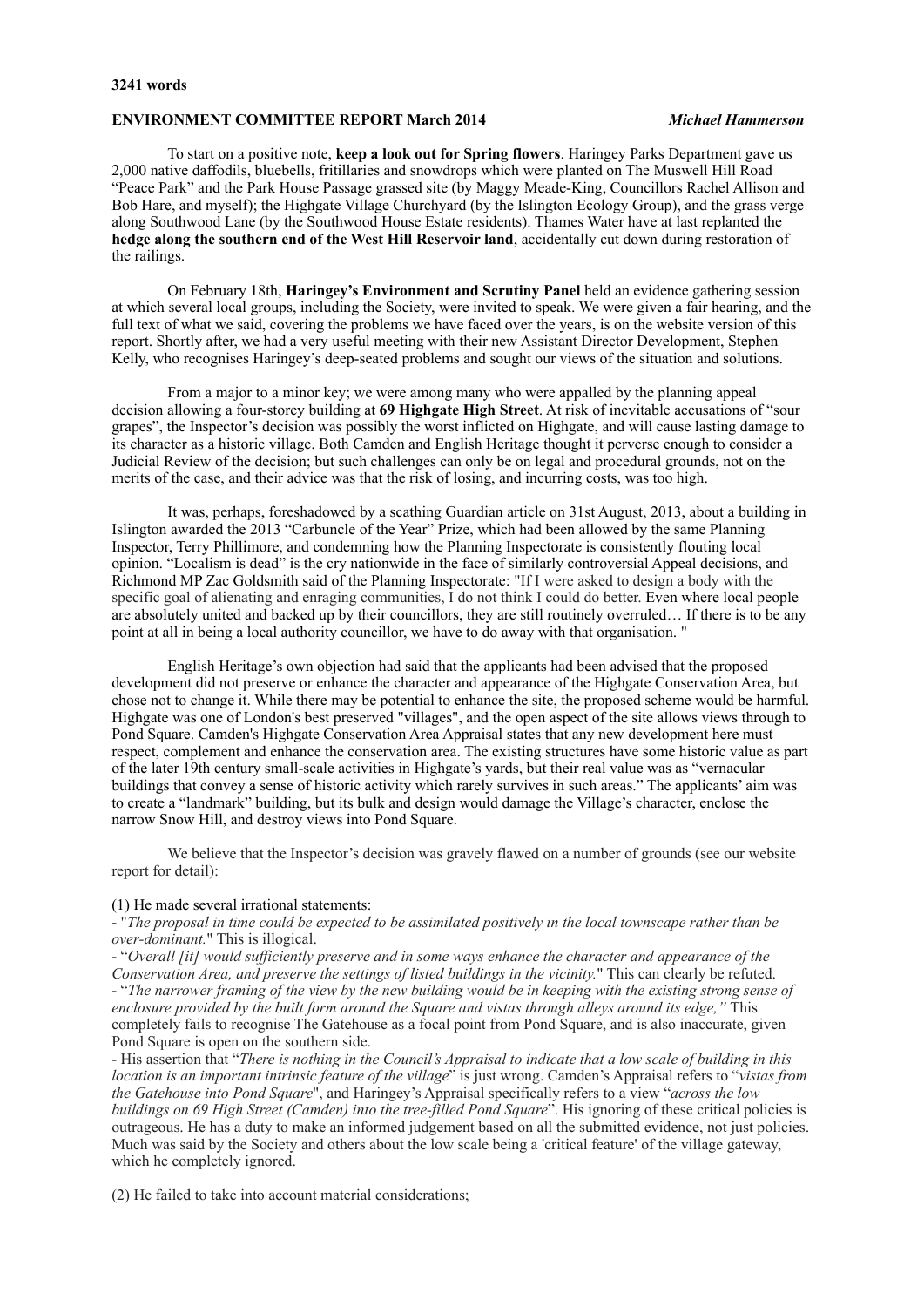**3241 words**

**ENVIRONMENT COMMITTEE REPORT March 2014** *Michael Hammerson*

To start on a positive note, **keep a look out for Spring flowers**. Haringey Parks Department gave us 2,000 native daffodils, bluebells, fritillaries and snowdrops which were planted on The Muswell Hill Road "Peace Park" and the Park House Passage grassed site (by Maggy Meade-King, Councillors Rachel Allison and Bob Hare, and myself); the Highgate Village Churchyard (by the Islington Ecology Group), and the grass verge along Southwood Lane (by the Southwood House Estate residents). Thames Water have at last replanted the **hedge along the southern end of the West Hill Reservoir land**, accidentally cut down during restoration of the railings.

On February 18th, **Haringey's Environment and Scrutiny Panel** held an evidence gathering session at which several local groups, including the Society, were invited to speak. We were given a fair hearing, and the full text of what we said, covering the problems we have faced over the years, is on the website version of this report. Shortly after, we had a very useful meeting with their new Assistant Director Development, Stephen Kelly, who recognises Haringey's deep-seated problems and sought our views of the situation and solutions.

From a major to a minor key; we were among many who were appalled by the planning appeal decision allowing a four-storey building at **69 Highgate High Street**. At risk of inevitable accusations of "sour grapes", the Inspector's decision was possibly the worst inflicted on Highgate, and will cause lasting damage to its character as a historic village. Both Camden and English Heritage thought it perverse enough to consider a Judicial Review of the decision; but such challenges can only be on legal and procedural grounds, not on the merits of the case, and their advice was that the risk of losing, and incurring costs, was too high.

It was, perhaps, foreshadowed by a scathing Guardian article on 31st August, 2013, about a building in Islington awarded the 2013 "Carbuncle of the Year" Prize, which had been allowed by the same Planning Inspector, Terry Phillimore, and condemning how the Planning Inspectorate is consistently flouting local opinion. "Localism is dead" is the cry nationwide in the face of similarly controversial Appeal decisions, and Richmond MP Zac Goldsmith said of the Planning Inspectorate: "If I were asked to design a body with the specific goal of alienating and enraging communities, I do not think I could do better. Even where local people are absolutely united and backed up by their councillors, they are still routinely overruled… If there is to be any point at all in being a local authority councillor, we have to do away with that organisation. "

English Heritage's own objection had said that the applicants had been advised that the proposed development did not preserve or enhance the character and appearance of the Highgate Conservation Area, but chose not to change it. While there may be potential to enhance the site, the proposed scheme would be harmful. Highgate was one of London's best preserved "villages", and the open aspect of the site allows views through to Pond Square. Camden's Highgate Conservation Area Appraisal states that any new development here must respect, complement and enhance the conservation area. The existing structures have some historic value as part of the later 19th century small-scale activities in Highgate's yards, but their real value was as "vernacular buildings that convey a sense of historic activity which rarely survives in such areas." The applicants' aim was to create a "landmark" building, but its bulk and design would damage the Village's character, enclose the narrow Snow Hill, and destroy views into Pond Square.

We believe that the Inspector's decision was gravely flawed on a number of grounds (see our website report for detail):

(1) He made several irrational statements:

- "*The proposal in time could be expected to be assimilated positively in the local townscape rather than be over-dominant.*" This is illogical.
- "*Overall [it] would sufficiently preserve and in some ways enhance the character and appearance of the Conservation Area, and preserve the settings of listed buildings in the vicinity.*" This can clearly be refuted.
- "*The narrower framing of the view by the new building would be in keeping with the existing strong sense of enclosure provided by the built form around the Square and vistas through alleys around its edge,"* This completely fails to recognise The Gatehouse as a focal point from Pond Square, and is also inaccurate, given Pond Square is open on the southern side.
- His assertion that "*There is nothing in the Council's Appraisal to indicate that a low scale of building in this location is an important intrinsic feature of the village*" is just wrong. Camden's Appraisal refers to "*vistas from the Gatehouse into Pond Square*", and Haringey's Appraisal specifically refers to a view "*across the low buildings on 69 High Street (Camden) into the tree-filled Pond Square*". His ignoring of these critical policies is outrageous. He has a duty to make an informed judgement based on all the submitted evidence, not just policies. Much was said by the Society and others about the low scale being a 'critical feature' of the village gateway, which he completely ignored.

(2) He failed to take into account material considerations;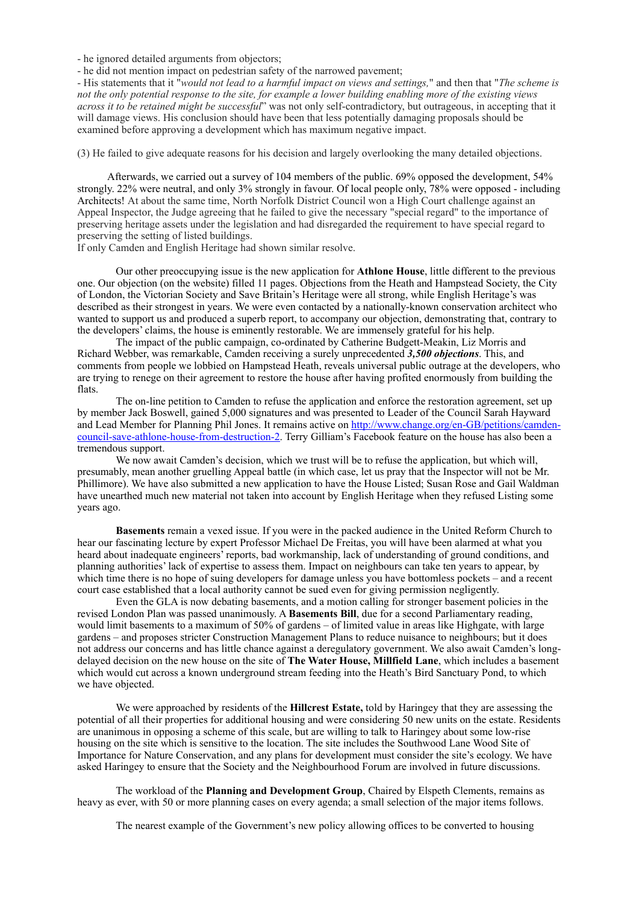- he ignored detailed arguments from objectors;
- he did not mention impact on pedestrian safety of the narrowed pavement;
- His statements that it "*would not lead to a harmful impact on views and settings,*" and then that "*The scheme is not the only potential response to the site, for example a lower building enabling more of the existing views across it to be retained might be successful*" was not only self-contradictory, but outrageous, in accepting that it will damage views. His conclusion should have been that less potentially damaging proposals should be examined before approving a development which has maximum negative impact.

(3) He failed to give adequate reasons for his decision and largely overlooking the many detailed objections.

Afterwards, we carried out a survey of 104 members of the public. 69% opposed the development, 54% strongly. 22% were neutral, and only 3% strongly in favour. Of local people only, 78% were opposed - including Architects! At about the same time, North Norfolk District Council won a High Court challenge against an Appeal Inspector, the Judge agreeing that he failed to give the necessary "special regard" to the importance of preserving heritage assets under the legislation and had disregarded the requirement to have special regard to preserving the setting of listed buildings.
If only Camden and English Heritage had shown similar resolve.

Our other preoccupying issue is the new application for **Athlone House**, little different to the previous one. Our objection (on the website) filled 11 pages. Objections from the Heath and Hampstead Society, the City of London, the Victorian Society and Save Britain's Heritage were all strong, while English Heritage's was described as their strongest in years. We were even contacted by a nationally-known conservation architect who wanted to support us and produced a superb report, to accompany our objection, demonstrating that, contrary to the developers' claims, the house is eminently restorable. We are immensely grateful for his help.

The impact of the public campaign, co-ordinated by Catherine Budgett-Meakin, Liz Morris and Richard Webber, was remarkable, Camden receiving a surely unprecedented ***3,500 objections***. This, and comments from people we lobbied on Hampstead Heath, reveals universal public outrage at the developers, who are trying to renege on their agreement to restore the house after having profited enormously from building the flats.

The on-line petition to Camden to refuse the application and enforce the restoration agreement, set up by member Jack Boswell, gained 5,000 signatures and was presented to Leader of the Council Sarah Hayward and Lead Member for Planning Phil Jones. It remains active on http://www.change.org/en-GB/petitions/camden-council-save-athlone-house-from-destruction-2. Terry Gilliam's Facebook feature on the house has also been a tremendous support.

We now await Camden's decision, which we trust will be to refuse the application, but which will, presumably, mean another gruelling Appeal battle (in which case, let us pray that the Inspector will not be Mr. Phillimore). We have also submitted a new application to have the House Listed; Susan Rose and Gail Waldman have unearthed much new material not taken into account by English Heritage when they refused Listing some years ago.

**Basements** remain a vexed issue. If you were in the packed audience in the United Reform Church to hear our fascinating lecture by expert Professor Michael De Freitas, you will have been alarmed at what you heard about inadequate engineers' reports, bad workmanship, lack of understanding of ground conditions, and planning authorities' lack of expertise to assess them. Impact on neighbours can take ten years to appear, by which time there is no hope of suing developers for damage unless you have bottomless pockets – and a recent court case established that a local authority cannot be sued even for giving permission negligently.

Even the GLA is now debating basements, and a motion calling for stronger basement policies in the revised London Plan was passed unanimously. A **Basements Bill**, due for a second Parliamentary reading, would limit basements to a maximum of 50% of gardens – of limited value in areas like Highgate, with large gardens – and proposes stricter Construction Management Plans to reduce nuisance to neighbours; but it does not address our concerns and has little chance against a deregulatory government. We also await Camden's long-delayed decision on the new house on the site of **The Water House, Millfield Lane**, which includes a basement which would cut across a known underground stream feeding into the Heath's Bird Sanctuary Pond, to which we have objected.

We were approached by residents of the **Hillcrest Estate,** told by Haringey that they are assessing the potential of all their properties for additional housing and were considering 50 new units on the estate. Residents are unanimous in opposing a scheme of this scale, but are willing to talk to Haringey about some low-rise housing on the site which is sensitive to the location. The site includes the Southwood Lane Wood Site of Importance for Nature Conservation, and any plans for development must consider the site's ecology. We have asked Haringey to ensure that the Society and the Neighbourhood Forum are involved in future discussions.

The workload of the **Planning and Development Group**, Chaired by Elspeth Clements, remains as heavy as ever, with 50 or more planning cases on every agenda; a small selection of the major items follows.

The nearest example of the Government's new policy allowing offices to be converted to housing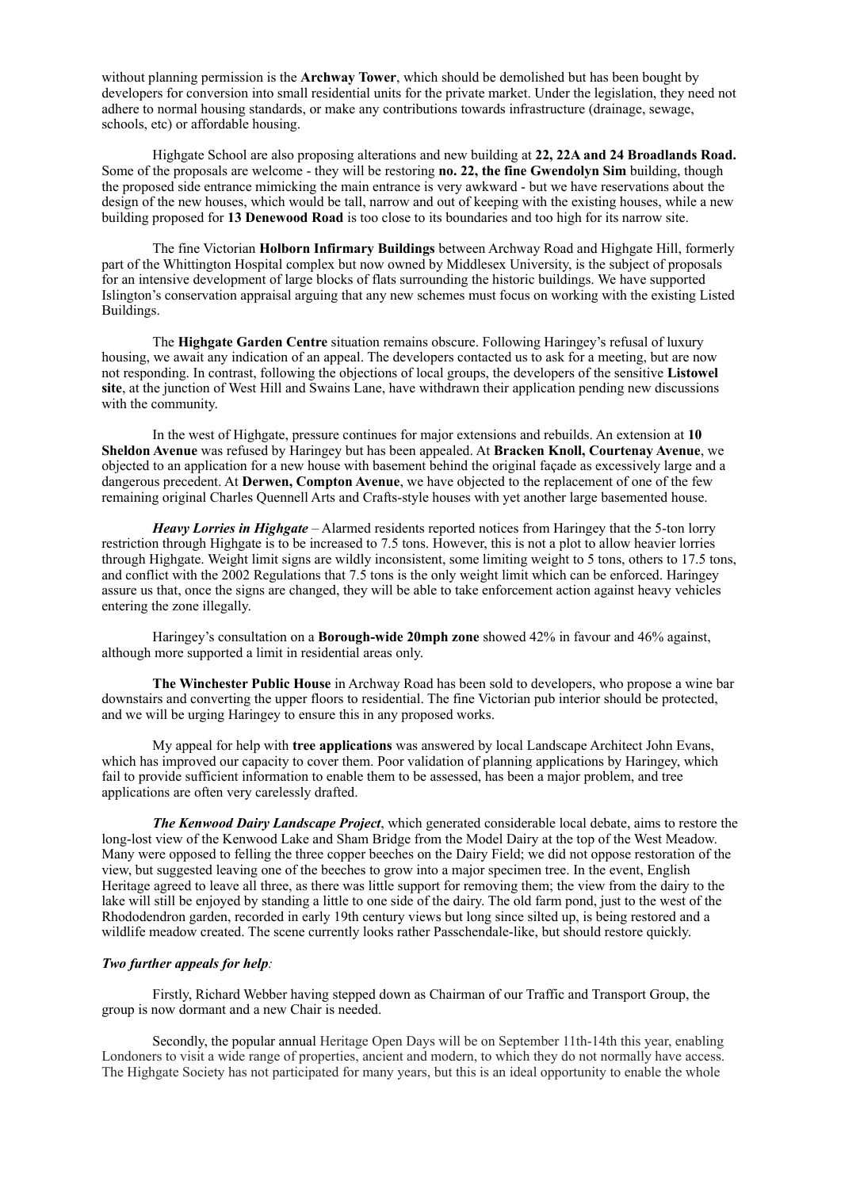without planning permission is the **Archway Tower**, which should be demolished but has been bought by developers for conversion into small residential units for the private market. Under the legislation, they need not adhere to normal housing standards, or make any contributions towards infrastructure (drainage, sewage, schools, etc) or affordable housing.

Highgate School are also proposing alterations and new building at **22, 22A and 24 Broadlands Road.** Some of the proposals are welcome - they will be restoring **no. 22, the fine Gwendolyn Sim** building, though the proposed side entrance mimicking the main entrance is very awkward - but we have reservations about the design of the new houses, which would be tall, narrow and out of keeping with the existing houses, while a new building proposed for **13 Denewood Road** is too close to its boundaries and too high for its narrow site.

The fine Victorian **Holborn Infirmary Buildings** between Archway Road and Highgate Hill, formerly part of the Whittington Hospital complex but now owned by Middlesex University, is the subject of proposals for an intensive development of large blocks of flats surrounding the historic buildings. We have supported Islington's conservation appraisal arguing that any new schemes must focus on working with the existing Listed Buildings.

The **Highgate Garden Centre** situation remains obscure. Following Haringey's refusal of luxury housing, we await any indication of an appeal. The developers contacted us to ask for a meeting, but are now not responding. In contrast, following the objections of local groups, the developers of the sensitive **Listowel site**, at the junction of West Hill and Swains Lane, have withdrawn their application pending new discussions with the community.

In the west of Highgate, pressure continues for major extensions and rebuilds. An extension at **10 Sheldon Avenue** was refused by Haringey but has been appealed. At **Bracken Knoll, Courtenay Avenue**, we objected to an application for a new house with basement behind the original façade as excessively large and a dangerous precedent. At **Derwen, Compton Avenue**, we have objected to the replacement of one of the few remaining original Charles Quennell Arts and Crafts-style houses with yet another large basemented house.

***Heavy Lorries in Highgate*** – Alarmed residents reported notices from Haringey that the 5-ton lorry restriction through Highgate is to be increased to 7.5 tons. However, this is not a plot to allow heavier lorries through Highgate. Weight limit signs are wildly inconsistent, some limiting weight to 5 tons, others to 17.5 tons, and conflict with the 2002 Regulations that 7.5 tons is the only weight limit which can be enforced. Haringey assure us that, once the signs are changed, they will be able to take enforcement action against heavy vehicles entering the zone illegally.

Haringey's consultation on a **Borough-wide 20mph zone** showed 42% in favour and 46% against, although more supported a limit in residential areas only.

**The Winchester Public House** in Archway Road has been sold to developers, who propose a wine bar downstairs and converting the upper floors to residential. The fine Victorian pub interior should be protected, and we will be urging Haringey to ensure this in any proposed works.

My appeal for help with **tree applications** was answered by local Landscape Architect John Evans, which has improved our capacity to cover them. Poor validation of planning applications by Haringey, which fail to provide sufficient information to enable them to be assessed, has been a major problem, and tree applications are often very carelessly drafted.

***The Kenwood Dairy Landscape Project***, which generated considerable local debate, aims to restore the long-lost view of the Kenwood Lake and Sham Bridge from the Model Dairy at the top of the West Meadow. Many were opposed to felling the three copper beeches on the Dairy Field; we did not oppose restoration of the view, but suggested leaving one of the beeches to grow into a major specimen tree. In the event, English Heritage agreed to leave all three, as there was little support for removing them; the view from the dairy to the lake will still be enjoyed by standing a little to one side of the dairy. The old farm pond, just to the west of the Rhododendron garden, recorded in early 19th century views but long since silted up, is being restored and a wildlife meadow created. The scene currently looks rather Passchendale-like, but should restore quickly.

***Two further appeals for help**:*

Firstly, Richard Webber having stepped down as Chairman of our Traffic and Transport Group, the group is now dormant and a new Chair is needed.

Secondly, the popular annual Heritage Open Days will be on September 11th-14th this year, enabling Londoners to visit a wide range of properties, ancient and modern, to which they do not normally have access. The Highgate Society has not participated for many years, but this is an ideal opportunity to enable the whole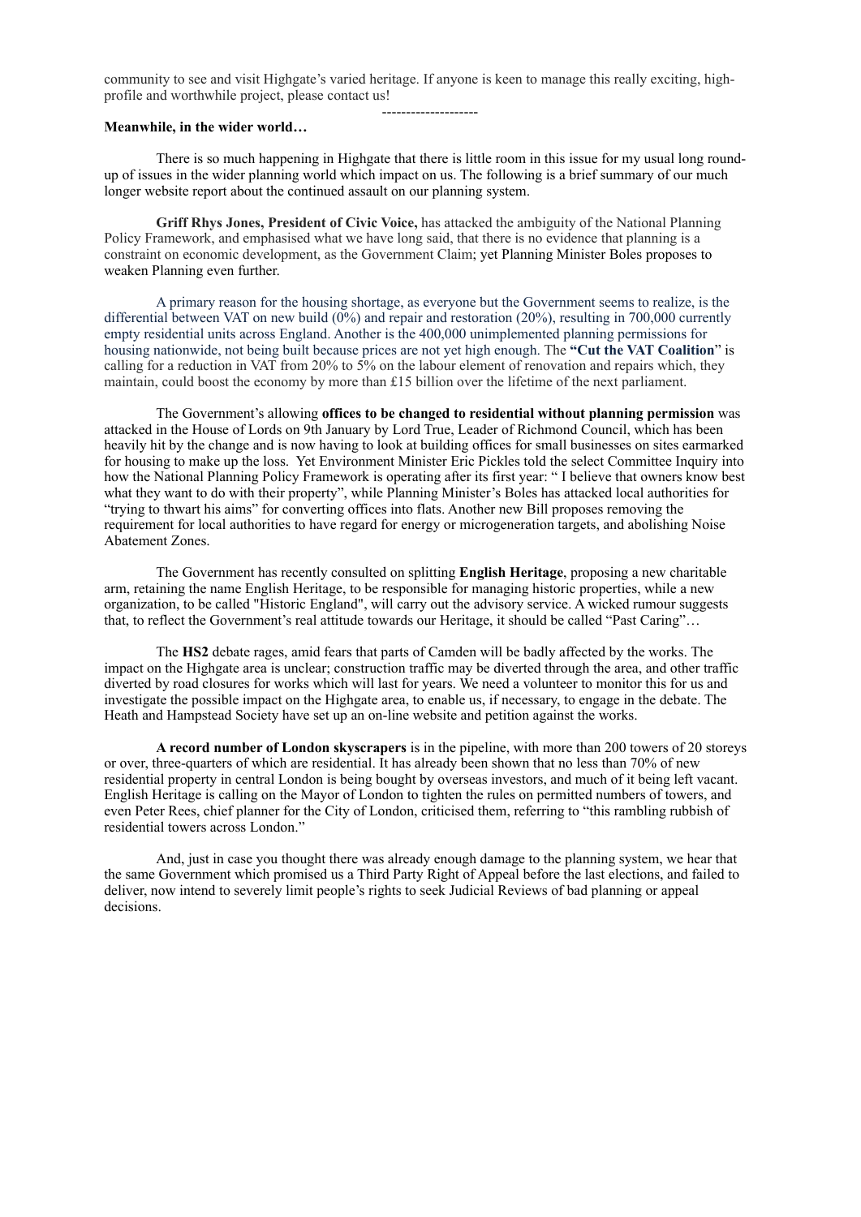community to see and visit Highgate's varied heritage. If anyone is keen to manage this really exciting, high-profile and worthwhile project, please contact us!

--------------------

**Meanwhile, in the wider world…**

There is so much happening in Highgate that there is little room in this issue for my usual long round-up of issues in the wider planning world which impact on us. The following is a brief summary of our much longer website report about the continued assault on our planning system.

**Griff Rhys Jones, President of Civic Voice,** has attacked the ambiguity of the National Planning Policy Framework, and emphasised what we have long said, that there is no evidence that planning is a constraint on economic development, as the Government Claim; yet Planning Minister Boles proposes to weaken Planning even further.

A primary reason for the housing shortage, as everyone but the Government seems to realize, is the differential between VAT on new build (0%) and repair and restoration (20%), resulting in 700,000 currently empty residential units across England. Another is the 400,000 unimplemented planning permissions for housing nationwide, not being built because prices are not yet high enough. The **"Cut the VAT Coalition"** is calling for a reduction in VAT from 20% to 5% on the labour element of renovation and repairs which, they maintain, could boost the economy by more than £15 billion over the lifetime of the next parliament.

The Government's allowing **offices to be changed to residential without planning permission** was attacked in the House of Lords on 9th January by Lord True, Leader of Richmond Council, which has been heavily hit by the change and is now having to look at building offices for small businesses on sites earmarked for housing to make up the loss. Yet Environment Minister Eric Pickles told the select Committee Inquiry into how the National Planning Policy Framework is operating after its first year: " I believe that owners know best what they want to do with their property", while Planning Minister's Boles has attacked local authorities for "trying to thwart his aims" for converting offices into flats. Another new Bill proposes removing the requirement for local authorities to have regard for energy or microgeneration targets, and abolishing Noise Abatement Zones.

The Government has recently consulted on splitting **English Heritage**, proposing a new charitable arm, retaining the name English Heritage, to be responsible for managing historic properties, while a new organization, to be called "Historic England", will carry out the advisory service. A wicked rumour suggests that, to reflect the Government's real attitude towards our Heritage, it should be called "Past Caring"…

The **HS2** debate rages, amid fears that parts of Camden will be badly affected by the works. The impact on the Highgate area is unclear; construction traffic may be diverted through the area, and other traffic diverted by road closures for works which will last for years. We need a volunteer to monitor this for us and investigate the possible impact on the Highgate area, to enable us, if necessary, to engage in the debate. The Heath and Hampstead Society have set up an on-line website and petition against the works.

**A record number of London skyscrapers** is in the pipeline, with more than 200 towers of 20 storeys or over, three-quarters of which are residential. It has already been shown that no less than 70% of new residential property in central London is being bought by overseas investors, and much of it being left vacant. English Heritage is calling on the Mayor of London to tighten the rules on permitted numbers of towers, and even Peter Rees, chief planner for the City of London, criticised them, referring to "this rambling rubbish of residential towers across London."

And, just in case you thought there was already enough damage to the planning system, we hear that the same Government which promised us a Third Party Right of Appeal before the last elections, and failed to deliver, now intend to severely limit people's rights to seek Judicial Reviews of bad planning or appeal decisions.